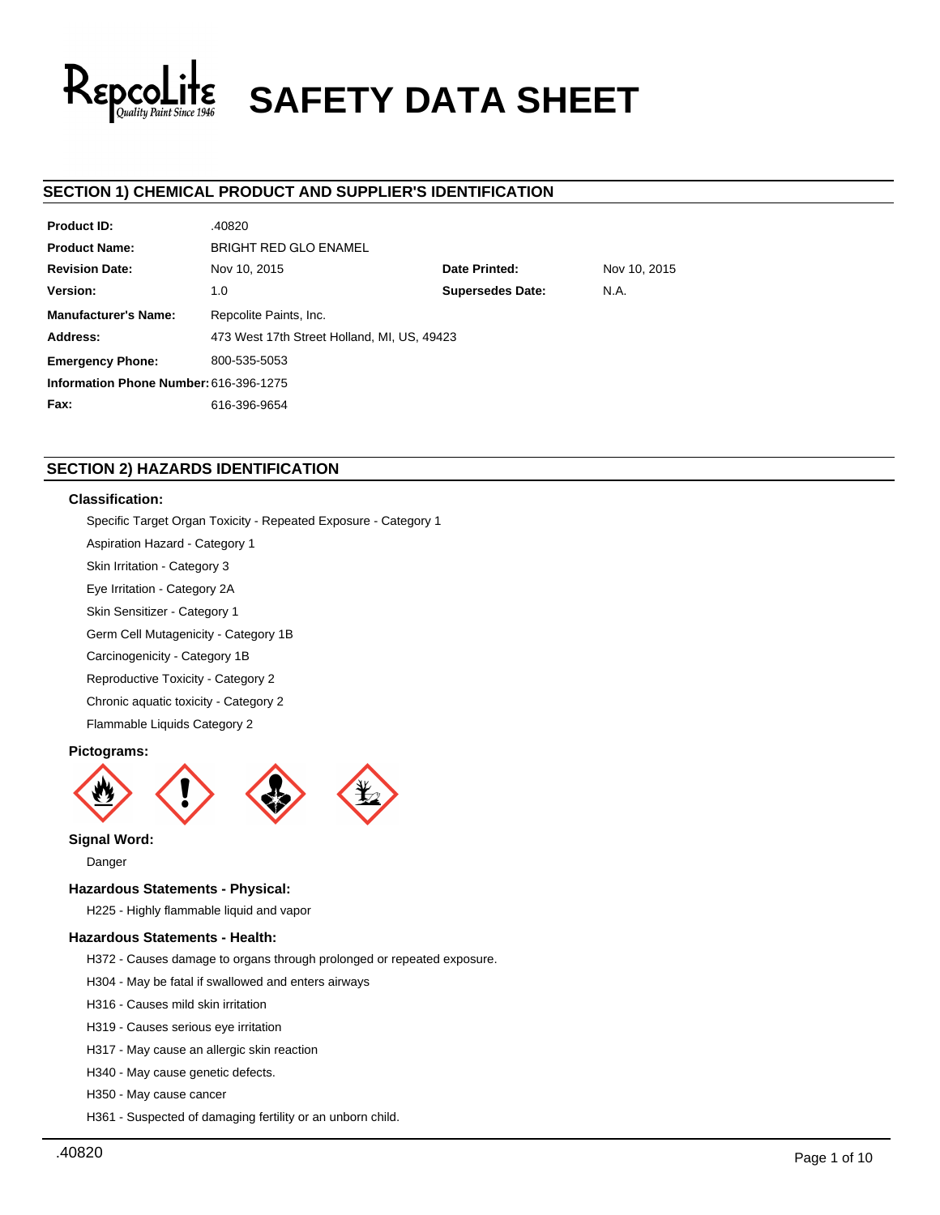# SAFETY DATA SHEET

## SECTION 1) CHEMICAL PRODUCT AND SUPPLIER'S IDENTIFICATION

| | | | |
|---|---|---|---|
| **Product ID:** | .40820 | | |
| **Product Name:** | BRIGHT RED GLO ENAMEL | | |
| **Revision Date:** | Nov 10, 2015 | **Date Printed:** | Nov 10, 2015 |
| **Version:** | 1.0 | **Supersedes Date:** | N.A. |
| **Manufacturer's Name:** | Repcolite Paints, Inc. | | |
| **Address:** | 473 West 17th Street Holland, MI, US, 49423 | | |
| **Emergency Phone:** | 800-535-5053 | | |
| **Information Phone Number:** | 616-396-1275 | | |
| **Fax:** | 616-396-9654 | | |

## SECTION 2) HAZARDS IDENTIFICATION

### Classification:

Specific Target Organ Toxicity - Repeated Exposure - Category 1

Aspiration Hazard - Category 1

Skin Irritation - Category 3

Eye Irritation - Category 2A

Skin Sensitizer - Category 1

Germ Cell Mutagenicity - Category 1B

Carcinogenicity - Category 1B

Reproductive Toxicity - Category 2

Chronic aquatic toxicity - Category 2

Flammable Liquids Category 2

### Pictograms:

### Signal Word:

Danger

### Hazardous Statements - Physical:

H225 - Highly flammable liquid and vapor

### Hazardous Statements - Health:

H372 - Causes damage to organs through prolonged or repeated exposure.

H304 - May be fatal if swallowed and enters airways

H316 - Causes mild skin irritation

H319 - Causes serious eye irritation

H317 - May cause an allergic skin reaction

H340 - May cause genetic defects.

H350 - May cause cancer

H361 - Suspected of damaging fertility or an unborn child.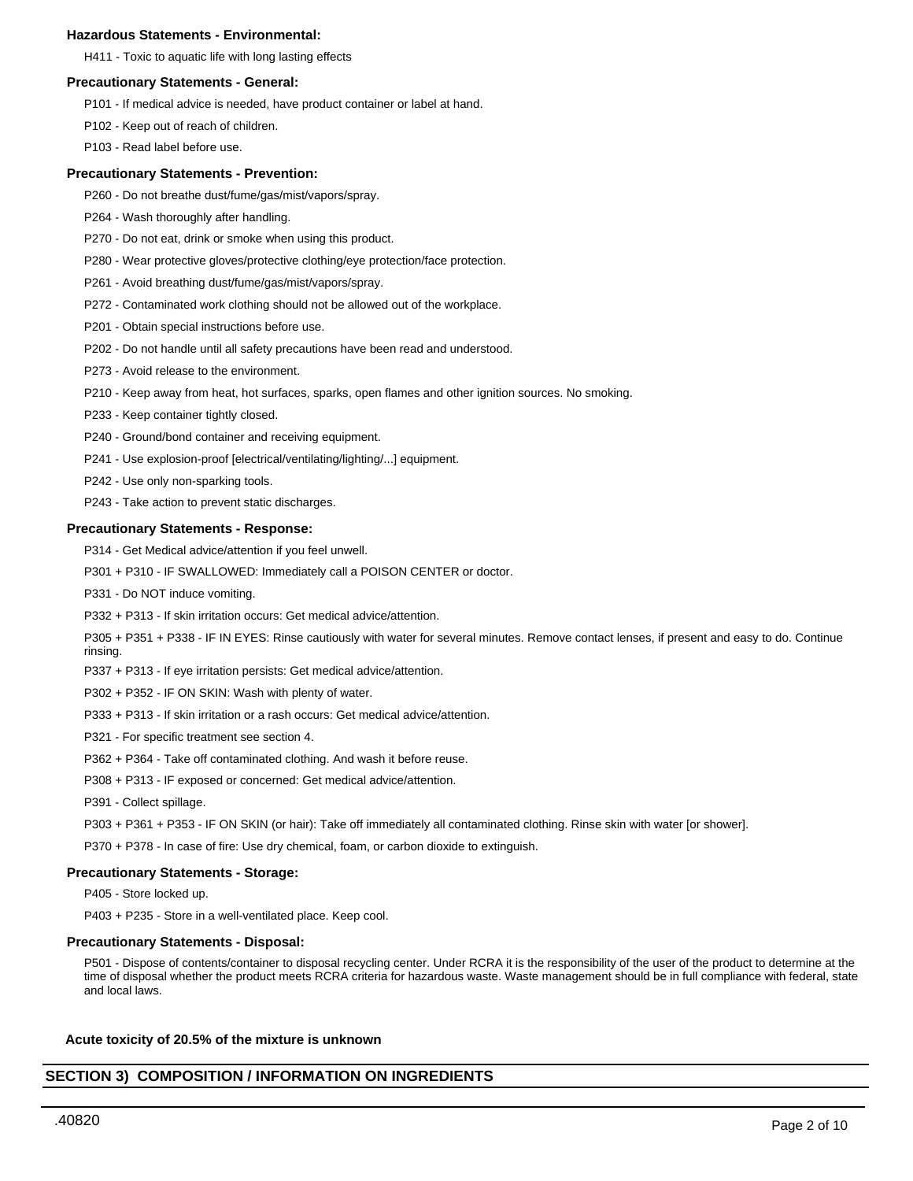#### Hazardous Statements - Environmental:

H411 - Toxic to aquatic life with long lasting effects

#### Precautionary Statements - General:

P101 - If medical advice is needed, have product container or label at hand.

P102 - Keep out of reach of children.

P103 - Read label before use.

#### Precautionary Statements - Prevention:

P260 - Do not breathe dust/fume/gas/mist/vapors/spray.

P264 - Wash thoroughly after handling.

P270 - Do not eat, drink or smoke when using this product.

P280 - Wear protective gloves/protective clothing/eye protection/face protection.

P261 - Avoid breathing dust/fume/gas/mist/vapors/spray.

P272 - Contaminated work clothing should not be allowed out of the workplace.

P201 - Obtain special instructions before use.

P202 - Do not handle until all safety precautions have been read and understood.

P273 - Avoid release to the environment.

P210 - Keep away from heat, hot surfaces, sparks, open flames and other ignition sources. No smoking.

P233 - Keep container tightly closed.

P240 - Ground/bond container and receiving equipment.

P241 - Use explosion-proof [electrical/ventilating/lighting/...] equipment.

P242 - Use only non-sparking tools.

P243 - Take action to prevent static discharges.

#### Precautionary Statements - Response:

P314 - Get Medical advice/attention if you feel unwell.

P301 + P310 - IF SWALLOWED: Immediately call a POISON CENTER or doctor.

P331 - Do NOT induce vomiting.

P332 + P313 - If skin irritation occurs: Get medical advice/attention.

P305 + P351 + P338 - IF IN EYES: Rinse cautiously with water for several minutes. Remove contact lenses, if present and easy to do. Continue rinsing.

P337 + P313 - If eye irritation persists: Get medical advice/attention.

P302 + P352 - IF ON SKIN: Wash with plenty of water.

P333 + P313 - If skin irritation or a rash occurs: Get medical advice/attention.

P321 - For specific treatment see section 4.

P362 + P364 - Take off contaminated clothing. And wash it before reuse.

P308 + P313 - IF exposed or concerned: Get medical advice/attention.

P391 - Collect spillage.

P303 + P361 + P353 - IF ON SKIN (or hair): Take off immediately all contaminated clothing. Rinse skin with water [or shower].

P370 + P378 - In case of fire: Use dry chemical, foam, or carbon dioxide to extinguish.

#### Precautionary Statements - Storage:

P405 - Store locked up.

P403 + P235 - Store in a well-ventilated place. Keep cool.

#### Precautionary Statements - Disposal:

P501 - Dispose of contents/container to disposal recycling center. Under RCRA it is the responsibility of the user of the product to determine at the time of disposal whether the product meets RCRA criteria for hazardous waste. Waste management should be in full compliance with federal, state and local laws.

**Acute toxicity of 20.5% of the mixture is unknown**

## SECTION 3) COMPOSITION / INFORMATION ON INGREDIENTS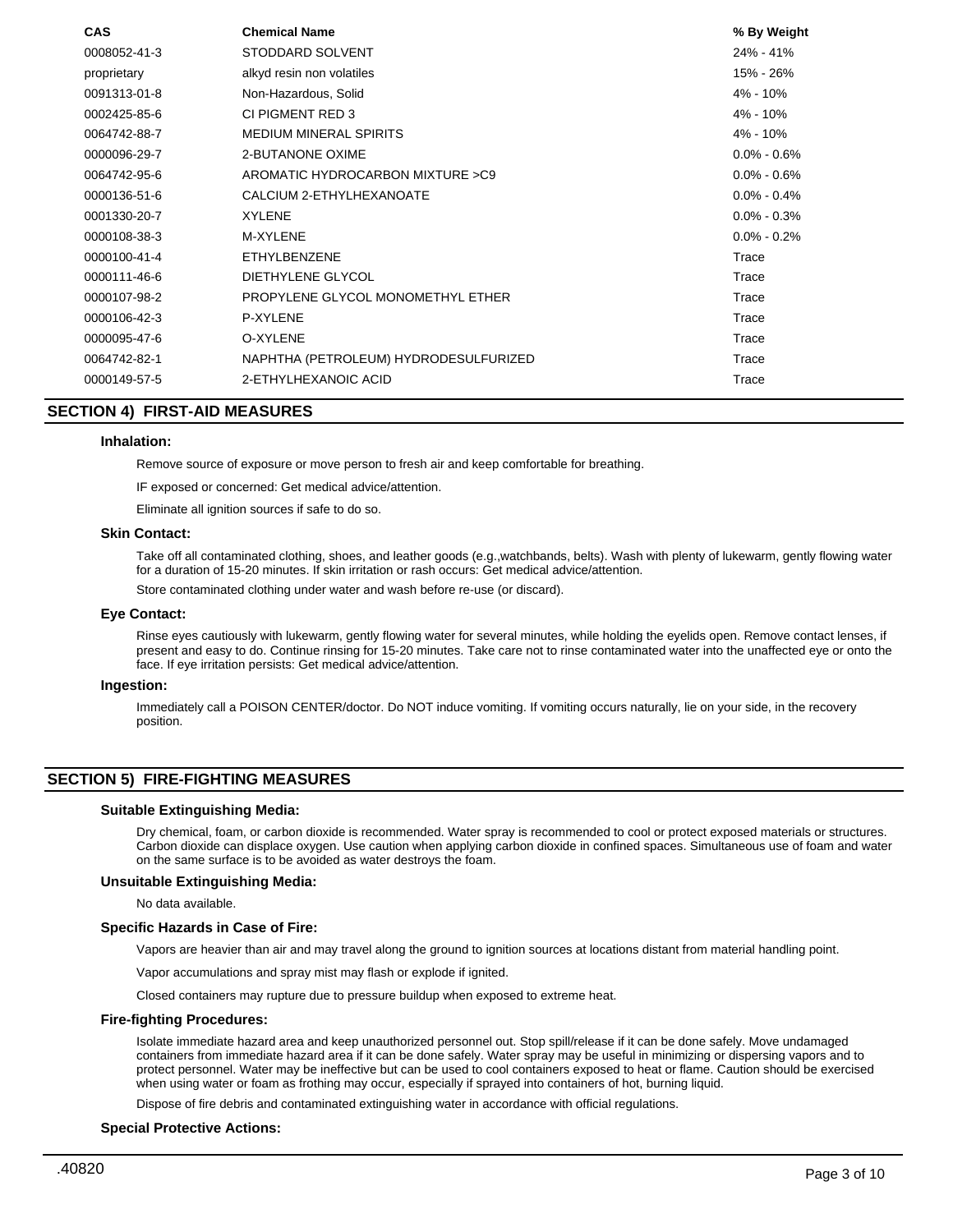| CAS | Chemical Name | % By Weight |
|---|---|---|
| 0008052-41-3 | STODDARD SOLVENT | 24% - 41% |
| proprietary | alkyd resin non volatiles | 15% - 26% |
| 0091313-01-8 | Non-Hazardous, Solid | 4% - 10% |
| 0002425-85-6 | CI PIGMENT RED 3 | 4% - 10% |
| 0064742-88-7 | MEDIUM MINERAL SPIRITS | 4% - 10% |
| 0000096-29-7 | 2-BUTANONE OXIME | 0.0% - 0.6% |
| 0064742-95-6 | AROMATIC HYDROCARBON MIXTURE >C9 | 0.0% - 0.6% |
| 0000136-51-6 | CALCIUM 2-ETHYLHEXANOATE | 0.0% - 0.4% |
| 0001330-20-7 | XYLENE | 0.0% - 0.3% |
| 0000108-38-3 | M-XYLENE | 0.0% - 0.2% |
| 0000100-41-4 | ETHYLBENZENE | Trace |
| 0000111-46-6 | DIETHYLENE GLYCOL | Trace |
| 0000107-98-2 | PROPYLENE GLYCOL MONOMETHYL ETHER | Trace |
| 0000106-42-3 | P-XYLENE | Trace |
| 0000095-47-6 | O-XYLENE | Trace |
| 0064742-82-1 | NAPHTHA (PETROLEUM) HYDRODESULFURIZED | Trace |
| 0000149-57-5 | 2-ETHYLHEXANOIC ACID | Trace |

## SECTION 4) FIRST-AID MEASURES

### Inhalation:

Remove source of exposure or move person to fresh air and keep comfortable for breathing.

IF exposed or concerned: Get medical advice/attention.

Eliminate all ignition sources if safe to do so.

### Skin Contact:

Take off all contaminated clothing, shoes, and leather goods (e.g.,watchbands, belts). Wash with plenty of lukewarm, gently flowing water for a duration of 15-20 minutes. If skin irritation or rash occurs: Get medical advice/attention.

Store contaminated clothing under water and wash before re-use (or discard).

### Eye Contact:

Rinse eyes cautiously with lukewarm, gently flowing water for several minutes, while holding the eyelids open. Remove contact lenses, if present and easy to do. Continue rinsing for 15-20 minutes. Take care not to rinse contaminated water into the unaffected eye or onto the face. If eye irritation persists: Get medical advice/attention.

### Ingestion:

Immediately call a POISON CENTER/doctor. Do NOT induce vomiting. If vomiting occurs naturally, lie on your side, in the recovery position.

## SECTION 5) FIRE-FIGHTING MEASURES

### Suitable Extinguishing Media:

Dry chemical, foam, or carbon dioxide is recommended. Water spray is recommended to cool or protect exposed materials or structures. Carbon dioxide can displace oxygen. Use caution when applying carbon dioxide in confined spaces. Simultaneous use of foam and water on the same surface is to be avoided as water destroys the foam.

### Unsuitable Extinguishing Media:

No data available.

### Specific Hazards in Case of Fire:

Vapors are heavier than air and may travel along the ground to ignition sources at locations distant from material handling point.

Vapor accumulations and spray mist may flash or explode if ignited.

Closed containers may rupture due to pressure buildup when exposed to extreme heat.

### Fire-fighting Procedures:

Isolate immediate hazard area and keep unauthorized personnel out. Stop spill/release if it can be done safely. Move undamaged containers from immediate hazard area if it can be done safely. Water spray may be useful in minimizing or dispersing vapors and to protect personnel. Water may be ineffective but can be used to cool containers exposed to heat or flame. Caution should be exercised when using water or foam as frothing may occur, especially if sprayed into containers of hot, burning liquid.

Dispose of fire debris and contaminated extinguishing water in accordance with official regulations.

### Special Protective Actions:

.40820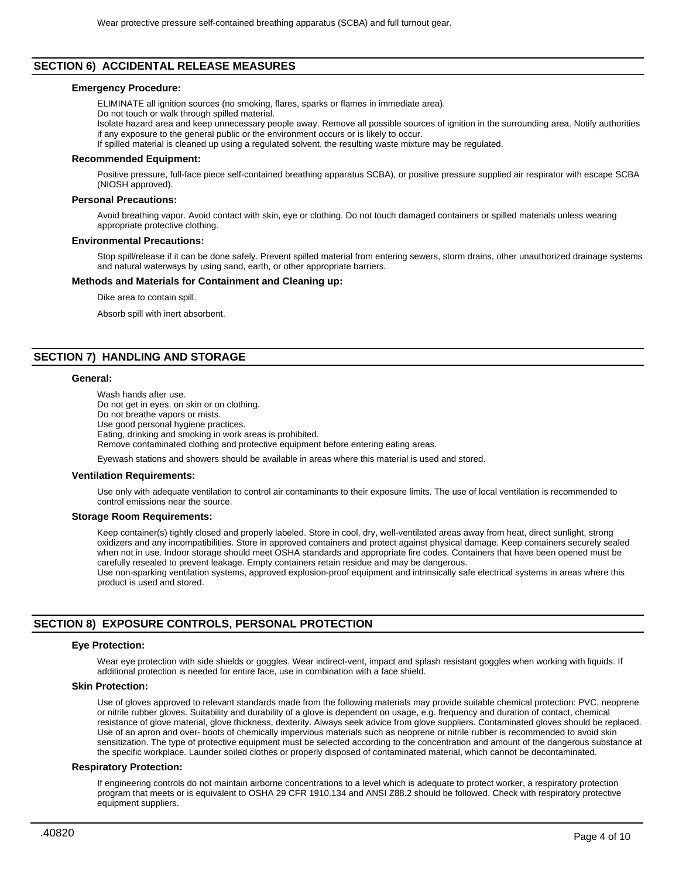Wear protective pressure self-contained breathing apparatus (SCBA) and full turnout gear.

## SECTION 6) ACCIDENTAL RELEASE MEASURES

### Emergency Procedure:

ELIMINATE all ignition sources (no smoking, flares, sparks or flames in immediate area).
Do not touch or walk through spilled material.
Isolate hazard area and keep unnecessary people away. Remove all possible sources of ignition in the surrounding area. Notify authorities if any exposure to the general public or the environment occurs or is likely to occur.
If spilled material is cleaned up using a regulated solvent, the resulting waste mixture may be regulated.

### Recommended Equipment:

Positive pressure, full-face piece self-contained breathing apparatus SCBA), or positive pressure supplied air respirator with escape SCBA (NIOSH approved).

### Personal Precautions:

Avoid breathing vapor. Avoid contact with skin, eye or clothing. Do not touch damaged containers or spilled materials unless wearing appropriate protective clothing.

### Environmental Precautions:

Stop spill/release if it can be done safely. Prevent spilled material from entering sewers, storm drains, other unauthorized drainage systems and natural waterways by using sand, earth, or other appropriate barriers.

### Methods and Materials for Containment and Cleaning up:

Dike area to contain spill.

Absorb spill with inert absorbent.

## SECTION 7) HANDLING AND STORAGE

### General:

Wash hands after use.
Do not get in eyes, on skin or on clothing.
Do not breathe vapors or mists.
Use good personal hygiene practices.
Eating, drinking and smoking in work areas is prohibited.
Remove contaminated clothing and protective equipment before entering eating areas.

Eyewash stations and showers should be available in areas where this material is used and stored.

### Ventilation Requirements:

Use only with adequate ventilation to control air contaminants to their exposure limits. The use of local ventilation is recommended to control emissions near the source.

### Storage Room Requirements:

Keep container(s) tightly closed and properly labeled. Store in cool, dry, well-ventilated areas away from heat, direct sunlight, strong oxidizers and any incompatibilities. Store in approved containers and protect against physical damage. Keep containers securely sealed when not in use. Indoor storage should meet OSHA standards and appropriate fire codes. Containers that have been opened must be carefully resealed to prevent leakage. Empty containers retain residue and may be dangerous.
Use non-sparking ventilation systems, approved explosion-proof equipment and intrinsically safe electrical systems in areas where this product is used and stored.

## SECTION 8) EXPOSURE CONTROLS, PERSONAL PROTECTION

### Eye Protection:

Wear eye protection with side shields or goggles. Wear indirect-vent, impact and splash resistant goggles when working with liquids. If additional protection is needed for entire face, use in combination with a face shield.

### Skin Protection:

Use of gloves approved to relevant standards made from the following materials may provide suitable chemical protection: PVC, neoprene or nitrile rubber gloves. Suitability and durability of a glove is dependent on usage, e.g. frequency and duration of contact, chemical resistance of glove material, glove thickness, dexterity. Always seek advice from glove suppliers. Contaminated gloves should be replaced. Use of an apron and over- boots of chemically impervious materials such as neoprene or nitrile rubber is recommended to avoid skin sensitization. The type of protective equipment must be selected according to the concentration and amount of the dangerous substance at the specific workplace. Launder soiled clothes or properly disposed of contaminated material, which cannot be decontaminated.

### Respiratory Protection:

If engineering controls do not maintain airborne concentrations to a level which is adequate to protect worker, a respiratory protection program that meets or is equivalent to OSHA 29 CFR 1910.134 and ANSI Z88.2 should be followed. Check with respiratory protective equipment suppliers.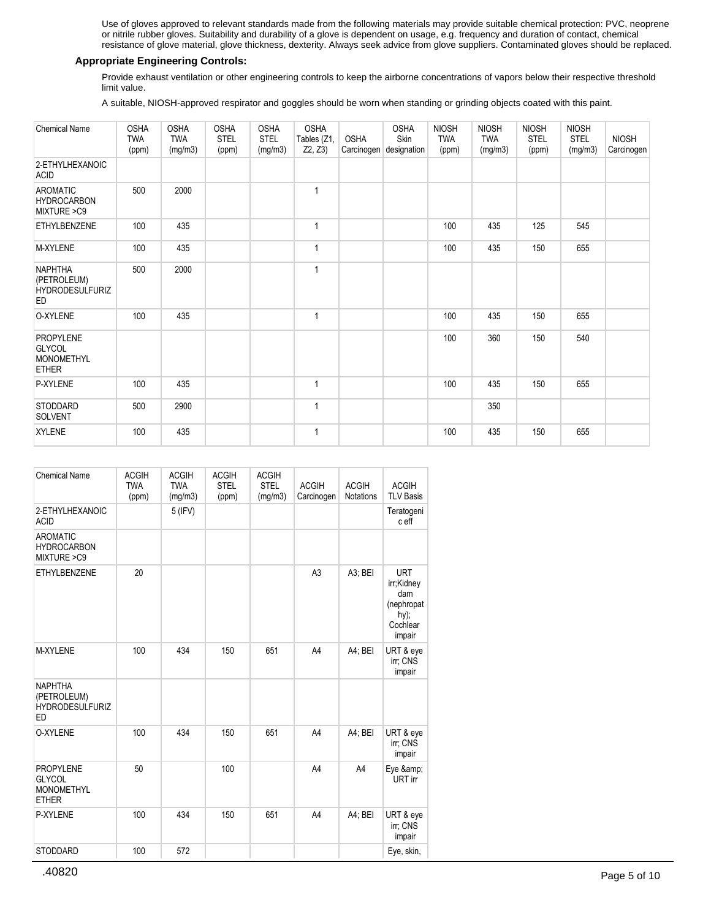Use of gloves approved to relevant standards made from the following materials may provide suitable chemical protection: PVC, neoprene or nitrile rubber gloves. Suitability and durability of a glove is dependent on usage, e.g. frequency and duration of contact, chemical resistance of glove material, glove thickness, dexterity. Always seek advice from glove suppliers. Contaminated gloves should be replaced.

**Appropriate Engineering Controls:**

Provide exhaust ventilation or other engineering controls to keep the airborne concentrations of vapors below their respective threshold limit value.

A suitable, NIOSH-approved respirator and goggles should be worn when standing or grinding objects coated with this paint.

| Chemical Name | OSHA TWA (ppm) | OSHA TWA (mg/m3) | OSHA STEL (ppm) | OSHA STEL (mg/m3) | OSHA Tables (Z1, Z2, Z3) | OSHA Carcinogen | OSHA Skin designation | NIOSH TWA (ppm) | NIOSH TWA (mg/m3) | NIOSH STEL (ppm) | NIOSH STEL (mg/m3) | NIOSH Carcinogen |
|---|---|---|---|---|---|---|---|---|---|---|---|---|
| 2-ETHYLHEXANOIC ACID | | | | | | | | | | | | |
| AROMATIC HYDROCARBON MIXTURE >C9 | 500 | 2000 | | | 1 | | | | | | | |
| ETHYLBENZENE | 100 | 435 | | | 1 | | | 100 | 435 | 125 | 545 | |
| M-XYLENE | 100 | 435 | | | 1 | | | 100 | 435 | 150 | 655 | |
| NAPHTHA (PETROLEUM) HYDRODESULFURIZED | 500 | 2000 | | | 1 | | | | | | | |
| O-XYLENE | 100 | 435 | | | 1 | | | 100 | 435 | 150 | 655 | |
| PROPYLENE GLYCOL MONOMETHYL ETHER | | | | | | | | 100 | 360 | 150 | 540 | |
| P-XYLENE | 100 | 435 | | | 1 | | | 100 | 435 | 150 | 655 | |
| STODDARD SOLVENT | 500 | 2900 | | | 1 | | | | 350 | | | |
| XYLENE | 100 | 435 | | | 1 | | | 100 | 435 | 150 | 655 | |

| Chemical Name | ACGIH TWA (ppm) | ACGIH TWA (mg/m3) | ACGIH STEL (ppm) | ACGIH STEL (mg/m3) | ACGIH Carcinogen | ACGIH Notations | ACGIH TLV Basis |
|---|---|---|---|---|---|---|---|
| 2-ETHYLHEXANOIC ACID | | 5 (IFV) | | | | | Teratogenic eff |
| AROMATIC HYDROCARBON MIXTURE >C9 | | | | | | | |
| ETHYLBENZENE | 20 | | | | A3 | A3; BEI | URT irr;Kidney dam (nephropathy); Cochlear impair |
| M-XYLENE | 100 | 434 | 150 | 651 | A4 | A4; BEI | URT & eye irr; CNS impair |
| NAPHTHA (PETROLEUM) HYDRODESULFURIZED | | | | | | | |
| O-XYLENE | 100 | 434 | 150 | 651 | A4 | A4; BEI | URT & eye irr; CNS impair |
| PROPYLENE GLYCOL MONOMETHYL ETHER | 50 | | 100 | | A4 | A4 | Eye &amp; URT irr |
| P-XYLENE | 100 | 434 | 150 | 651 | A4 | A4; BEI | URT & eye irr; CNS impair |
| STODDARD | 100 | 572 | | | | | Eye, skin, |

.40820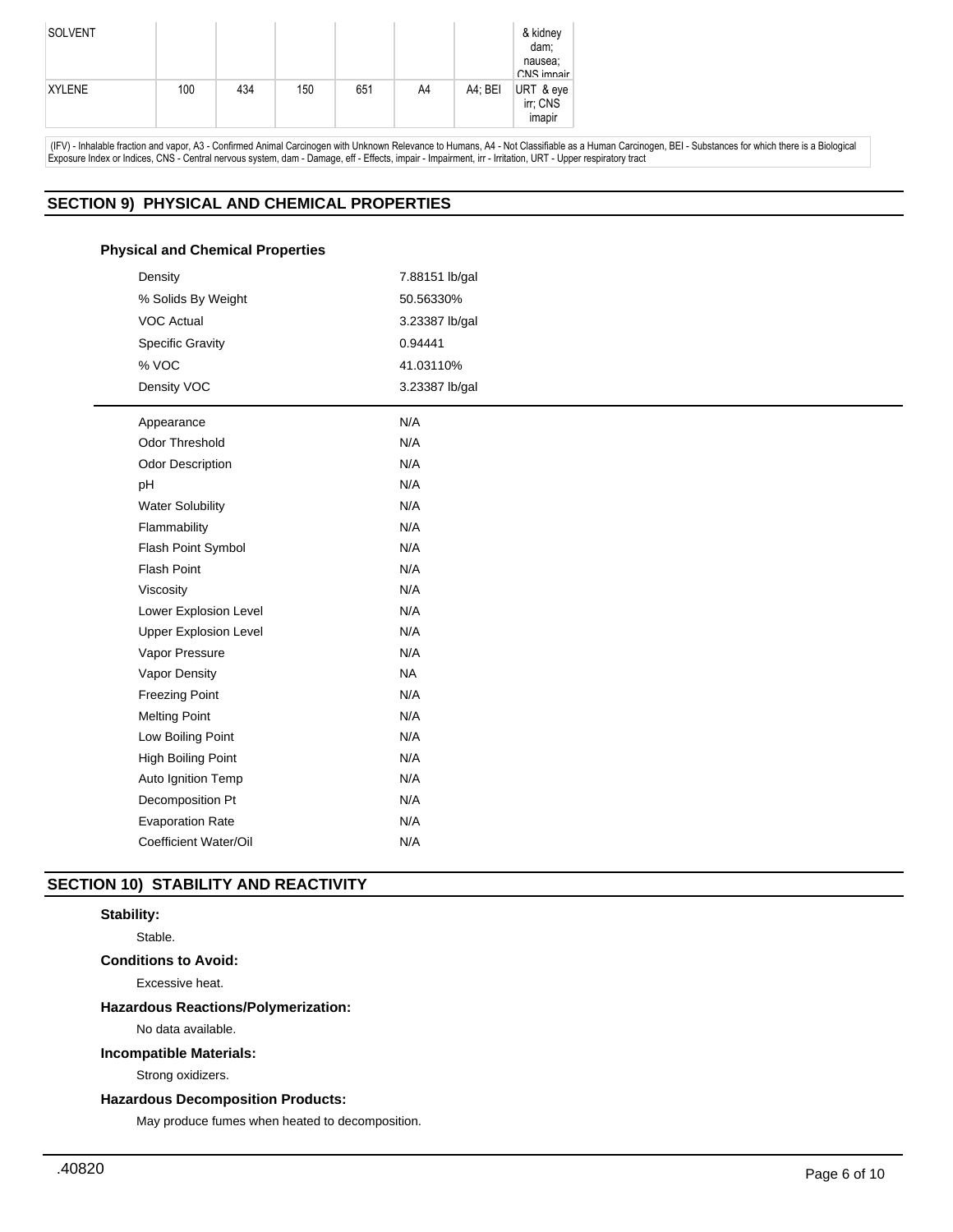| SOLVENT | | | | | | | & kidney dam; nausea; CNS impair |
|---|---|---|---|---|---|---|---|
| XYLENE | 100 | 434 | 150 | 651 | A4 | A4; BEI | URT & eye irr; CNS imapir |

(IFV) - Inhalable fraction and vapor, A3 - Confirmed Animal Carcinogen with Unknown Relevance to Humans, A4 - Not Classifiable as a Human Carcinogen, BEI - Substances for which there is a Biological Exposure Index or Indices, CNS - Central nervous system, dam - Damage, eff - Effects, impair - Impairment, irr - Irritation, URT - Upper respiratory tract

## SECTION 9) PHYSICAL AND CHEMICAL PROPERTIES

### Physical and Chemical Properties

| Property | Value |
|---|---|
| Density | 7.88151 lb/gal |
| % Solids By Weight | 50.56330% |
| VOC Actual | 3.23387 lb/gal |
| Specific Gravity | 0.94441 |
| % VOC | 41.03110% |
| Density VOC | 3.23387 lb/gal |

| Property | Value |
|---|---|
| Appearance | N/A |
| Odor Threshold | N/A |
| Odor Description | N/A |
| pH | N/A |
| Water Solubility | N/A |
| Flammability | N/A |
| Flash Point Symbol | N/A |
| Flash Point | N/A |
| Viscosity | N/A |
| Lower Explosion Level | N/A |
| Upper Explosion Level | N/A |
| Vapor Pressure | N/A |
| Vapor Density | NA |
| Freezing Point | N/A |
| Melting Point | N/A |
| Low Boiling Point | N/A |
| High Boiling Point | N/A |
| Auto Ignition Temp | N/A |
| Decomposition Pt | N/A |
| Evaporation Rate | N/A |
| Coefficient Water/Oil | N/A |

## SECTION 10) STABILITY AND REACTIVITY

### Stability:

Stable.

### Conditions to Avoid:

Excessive heat.

### Hazardous Reactions/Polymerization:

No data available.

### Incompatible Materials:

Strong oxidizers.

### Hazardous Decomposition Products:

May produce fumes when heated to decomposition.

.40820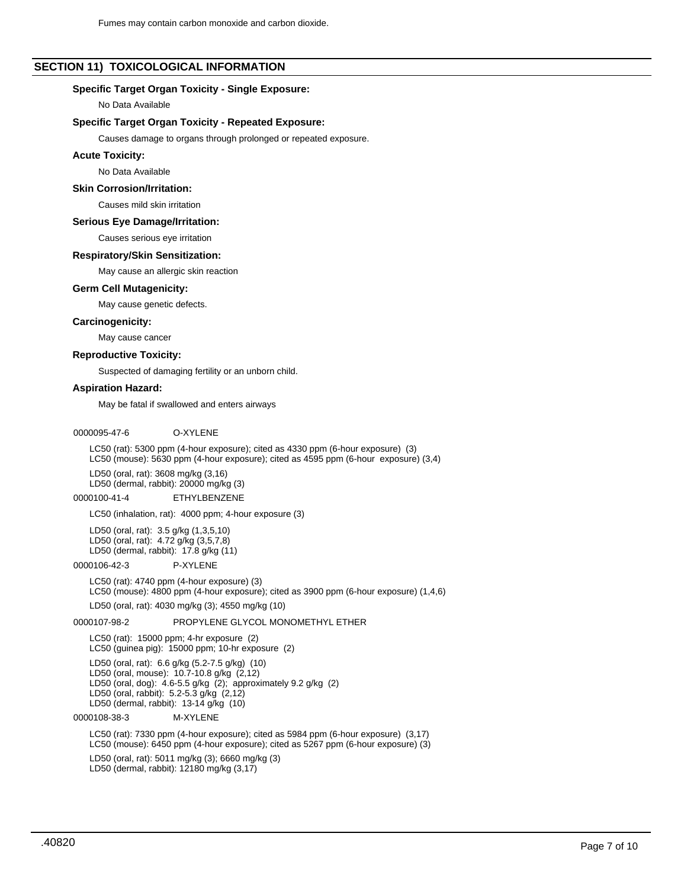Fumes may contain carbon monoxide and carbon dioxide.

## SECTION 11) TOXICOLOGICAL INFORMATION

**Specific Target Organ Toxicity - Single Exposure:**

No Data Available

**Specific Target Organ Toxicity - Repeated Exposure:**

Causes damage to organs through prolonged or repeated exposure.

**Acute Toxicity:**

No Data Available

**Skin Corrosion/Irritation:**

Causes mild skin irritation

**Serious Eye Damage/Irritation:**

Causes serious eye irritation

**Respiratory/Skin Sensitization:**

May cause an allergic skin reaction

**Germ Cell Mutagenicity:**

May cause genetic defects.

**Carcinogenicity:**

May cause cancer

**Reproductive Toxicity:**

Suspected of damaging fertility or an unborn child.

**Aspiration Hazard:**

May be fatal if swallowed and enters airways

0000095-47-6 O-XYLENE

LC50 (rat): 5300 ppm (4-hour exposure); cited as 4330 ppm (6-hour exposure) (3)
LC50 (mouse): 5630 ppm (4-hour exposure); cited as 4595 ppm (6-hour exposure) (3,4)

LD50 (oral, rat): 3608 mg/kg (3,16)
LD50 (dermal, rabbit): 20000 mg/kg (3)

0000100-41-4 ETHYLBENZENE

LC50 (inhalation, rat): 4000 ppm; 4-hour exposure (3)

LD50 (oral, rat): 3.5 g/kg (1,3,5,10)
LD50 (oral, rat): 4.72 g/kg (3,5,7,8)
LD50 (dermal, rabbit): 17.8 g/kg (11)

0000106-42-3 P-XYLENE

LC50 (rat): 4740 ppm (4-hour exposure) (3)
LC50 (mouse): 4800 ppm (4-hour exposure); cited as 3900 ppm (6-hour exposure) (1,4,6)

LD50 (oral, rat): 4030 mg/kg (3); 4550 mg/kg (10)

0000107-98-2 PROPYLENE GLYCOL MONOMETHYL ETHER

LC50 (rat): 15000 ppm; 4-hr exposure (2)
LC50 (guinea pig): 15000 ppm; 10-hr exposure (2)

LD50 (oral, rat): 6.6 g/kg (5.2-7.5 g/kg) (10)
LD50 (oral, mouse): 10.7-10.8 g/kg (2,12)
LD50 (oral, dog): 4.6-5.5 g/kg (2); approximately 9.2 g/kg (2)
LD50 (oral, rabbit): 5.2-5.3 g/kg (2,12)
LD50 (dermal, rabbit): 13-14 g/kg (10)

0000108-38-3 M-XYLENE

LC50 (rat): 7330 ppm (4-hour exposure); cited as 5984 ppm (6-hour exposure) (3,17)
LC50 (mouse): 6450 ppm (4-hour exposure); cited as 5267 ppm (6-hour exposure) (3)

LD50 (oral, rat): 5011 mg/kg (3); 6660 mg/kg (3)
LD50 (dermal, rabbit): 12180 mg/kg (3,17)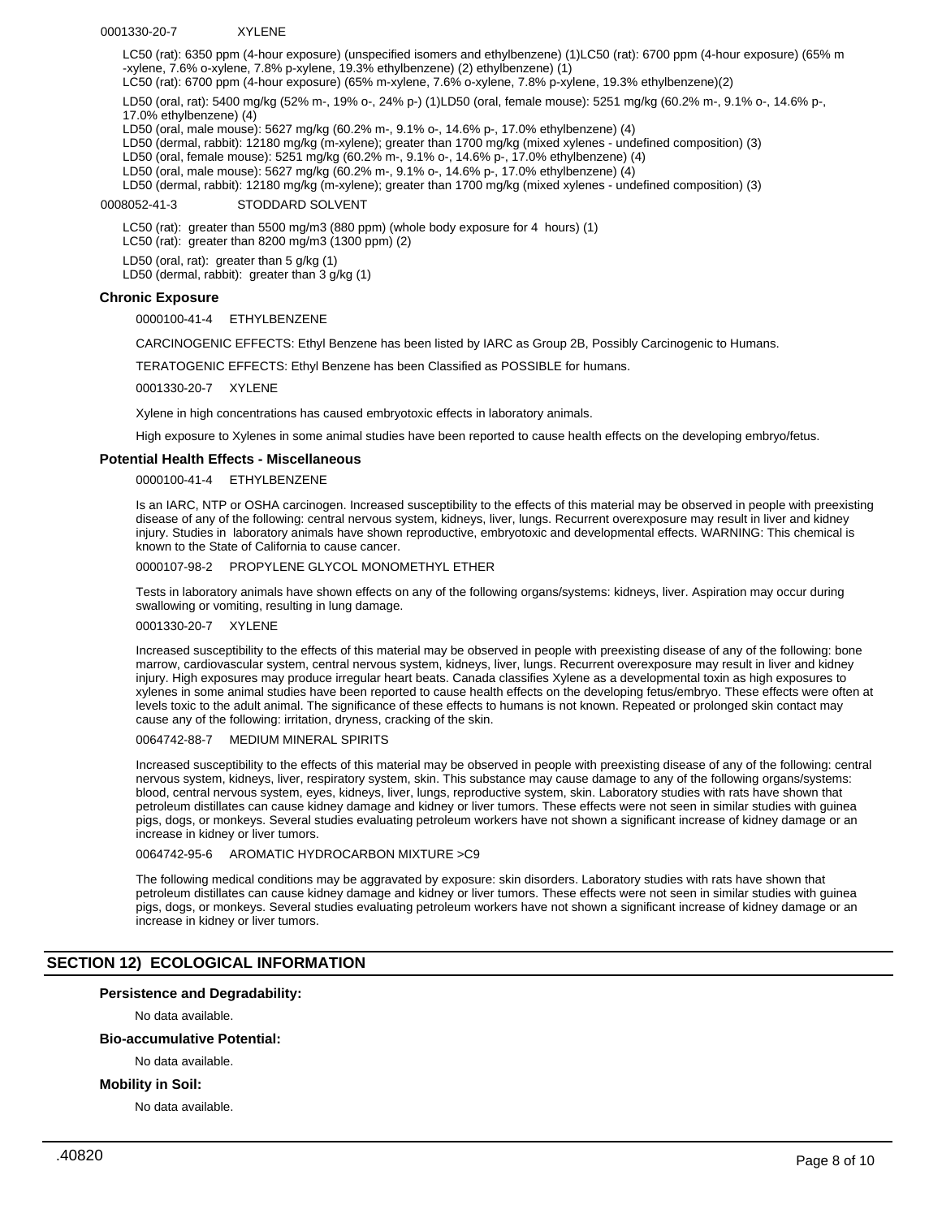0001330-20-7 XYLENE

LC50 (rat): 6350 ppm (4-hour exposure) (unspecified isomers and ethylbenzene) (1)LC50 (rat): 6700 ppm (4-hour exposure) (65% m -xylene, 7.6% o-xylene, 7.8% p-xylene, 19.3% ethylbenzene) (2) ethylbenzene) (1)
LC50 (rat): 6700 ppm (4-hour exposure) (65% m-xylene, 7.6% o-xylene, 7.8% p-xylene, 19.3% ethylbenzene)(2)

LD50 (oral, rat): 5400 mg/kg (52% m-, 19% o-, 24% p-) (1)LD50 (oral, female mouse): 5251 mg/kg (60.2% m-, 9.1% o-, 14.6% p-, 17.0% ethylbenzene) (4)
LD50 (oral, male mouse): 5627 mg/kg (60.2% m-, 9.1% o-, 14.6% p-, 17.0% ethylbenzene) (4)
LD50 (dermal, rabbit): 12180 mg/kg (m-xylene); greater than 1700 mg/kg (mixed xylenes - undefined composition) (3)
LD50 (oral, female mouse): 5251 mg/kg (60.2% m-, 9.1% o-, 14.6% p-, 17.0% ethylbenzene) (4)
LD50 (oral, male mouse): 5627 mg/kg (60.2% m-, 9.1% o-, 14.6% p-, 17.0% ethylbenzene) (4)
LD50 (dermal, rabbit): 12180 mg/kg (m-xylene); greater than 1700 mg/kg (mixed xylenes - undefined composition) (3)

0008052-41-3 STODDARD SOLVENT

LC50 (rat): greater than 5500 mg/m3 (880 ppm) (whole body exposure for 4 hours) (1)
LC50 (rat): greater than 8200 mg/m3 (1300 ppm) (2)

LD50 (oral, rat): greater than 5 g/kg (1)
LD50 (dermal, rabbit): greater than 3 g/kg (1)

### Chronic Exposure

0000100-41-4 ETHYLBENZENE

CARCINOGENIC EFFECTS: Ethyl Benzene has been listed by IARC as Group 2B, Possibly Carcinogenic to Humans.

TERATOGENIC EFFECTS: Ethyl Benzene has been Classified as POSSIBLE for humans.

0001330-20-7 XYLENE

Xylene in high concentrations has caused embryotoxic effects in laboratory animals.

High exposure to Xylenes in some animal studies have been reported to cause health effects on the developing embryo/fetus.

### Potential Health Effects - Miscellaneous

0000100-41-4 ETHYLBENZENE

Is an IARC, NTP or OSHA carcinogen. Increased susceptibility to the effects of this material may be observed in people with preexisting disease of any of the following: central nervous system, kidneys, liver, lungs. Recurrent overexposure may result in liver and kidney injury. Studies in laboratory animals have shown reproductive, embryotoxic and developmental effects. WARNING: This chemical is known to the State of California to cause cancer.

0000107-98-2 PROPYLENE GLYCOL MONOMETHYL ETHER

Tests in laboratory animals have shown effects on any of the following organs/systems: kidneys, liver. Aspiration may occur during swallowing or vomiting, resulting in lung damage.

0001330-20-7 XYLENE

Increased susceptibility to the effects of this material may be observed in people with preexisting disease of any of the following: bone marrow, cardiovascular system, central nervous system, kidneys, liver, lungs. Recurrent overexposure may result in liver and kidney injury. High exposures may produce irregular heart beats. Canada classifies Xylene as a developmental toxin as high exposures to xylenes in some animal studies have been reported to cause health effects on the developing fetus/embryo. These effects were often at levels toxic to the adult animal. The significance of these effects to humans is not known. Repeated or prolonged skin contact may cause any of the following: irritation, dryness, cracking of the skin.

0064742-88-7 MEDIUM MINERAL SPIRITS

Increased susceptibility to the effects of this material may be observed in people with preexisting disease of any of the following: central nervous system, kidneys, liver, respiratory system, skin. This substance may cause damage to any of the following organs/systems: blood, central nervous system, eyes, kidneys, liver, lungs, reproductive system, skin. Laboratory studies with rats have shown that petroleum distillates can cause kidney damage and kidney or liver tumors. These effects were not seen in similar studies with guinea pigs, dogs, or monkeys. Several studies evaluating petroleum workers have not shown a significant increase of kidney damage or an increase in kidney or liver tumors.

0064742-95-6 AROMATIC HYDROCARBON MIXTURE >C9

The following medical conditions may be aggravated by exposure: skin disorders. Laboratory studies with rats have shown that petroleum distillates can cause kidney damage and kidney or liver tumors. These effects were not seen in similar studies with guinea pigs, dogs, or monkeys. Several studies evaluating petroleum workers have not shown a significant increase of kidney damage or an increase in kidney or liver tumors.

## SECTION 12) ECOLOGICAL INFORMATION

### Persistence and Degradability:

No data available.

### Bio-accumulative Potential:

No data available.

### Mobility in Soil:

No data available.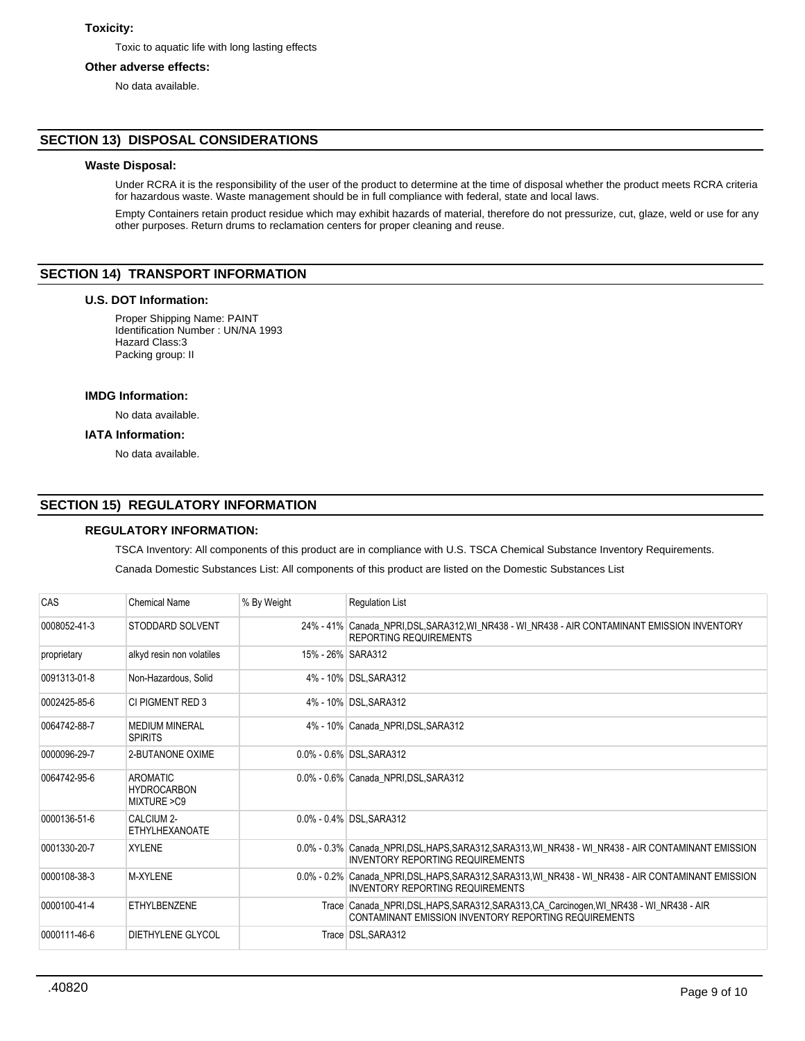**Toxicity:**

Toxic to aquatic life with long lasting effects

**Other adverse effects:**

No data available.

## SECTION 13) DISPOSAL CONSIDERATIONS

**Waste Disposal:**

Under RCRA it is the responsibility of the user of the product to determine at the time of disposal whether the product meets RCRA criteria for hazardous waste. Waste management should be in full compliance with federal, state and local laws.

Empty Containers retain product residue which may exhibit hazards of material, therefore do not pressurize, cut, glaze, weld or use for any other purposes. Return drums to reclamation centers for proper cleaning and reuse.

## SECTION 14) TRANSPORT INFORMATION

**U.S. DOT Information:**

Proper Shipping Name: PAINT
Identification Number : UN/NA 1993
Hazard Class:3
Packing group: II

**IMDG Information:**

No data available.

**IATA Information:**

No data available.

## SECTION 15) REGULATORY INFORMATION

**REGULATORY INFORMATION:**

TSCA Inventory: All components of this product are in compliance with U.S. TSCA Chemical Substance Inventory Requirements.

Canada Domestic Substances List: All components of this product are listed on the Domestic Substances List

| CAS | Chemical Name | % By Weight | Regulation List |
|---|---|---|---|
| 0008052-41-3 | STODDARD SOLVENT | 24% - 41% | Canada_NPRI,DSL,SARA312,WI_NR438 - WI_NR438 - AIR CONTAMINANT EMISSION INVENTORY REPORTING REQUIREMENTS |
| proprietary | alkyd resin non volatiles | 15% - 26% | SARA312 |
| 0091313-01-8 | Non-Hazardous, Solid | 4% - 10% | DSL,SARA312 |
| 0002425-85-6 | CI PIGMENT RED 3 | 4% - 10% | DSL,SARA312 |
| 0064742-88-7 | MEDIUM MINERAL SPIRITS | 4% - 10% | Canada_NPRI,DSL,SARA312 |
| 0000096-29-7 | 2-BUTANONE OXIME | 0.0% - 0.6% | DSL,SARA312 |
| 0064742-95-6 | AROMATIC HYDROCARBON MIXTURE >C9 | 0.0% - 0.6% | Canada_NPRI,DSL,SARA312 |
| 0000136-51-6 | CALCIUM 2-ETHYLHEXANOATE | 0.0% - 0.4% | DSL,SARA312 |
| 0001330-20-7 | XYLENE | 0.0% - 0.3% | Canada_NPRI,DSL,HAPS,SARA312,SARA313,WI_NR438 - WI_NR438 - AIR CONTAMINANT EMISSION INVENTORY REPORTING REQUIREMENTS |
| 0000108-38-3 | M-XYLENE | 0.0% - 0.2% | Canada_NPRI,DSL,HAPS,SARA312,SARA313,WI_NR438 - WI_NR438 - AIR CONTAMINANT EMISSION INVENTORY REPORTING REQUIREMENTS |
| 0000100-41-4 | ETHYLBENZENE | Trace | Canada_NPRI,DSL,HAPS,SARA312,SARA313,CA_Carcinogen,WI_NR438 - WI_NR438 - AIR CONTAMINANT EMISSION INVENTORY REPORTING REQUIREMENTS |
| 0000111-46-6 | DIETHYLENE GLYCOL | Trace | DSL,SARA312 |

.40820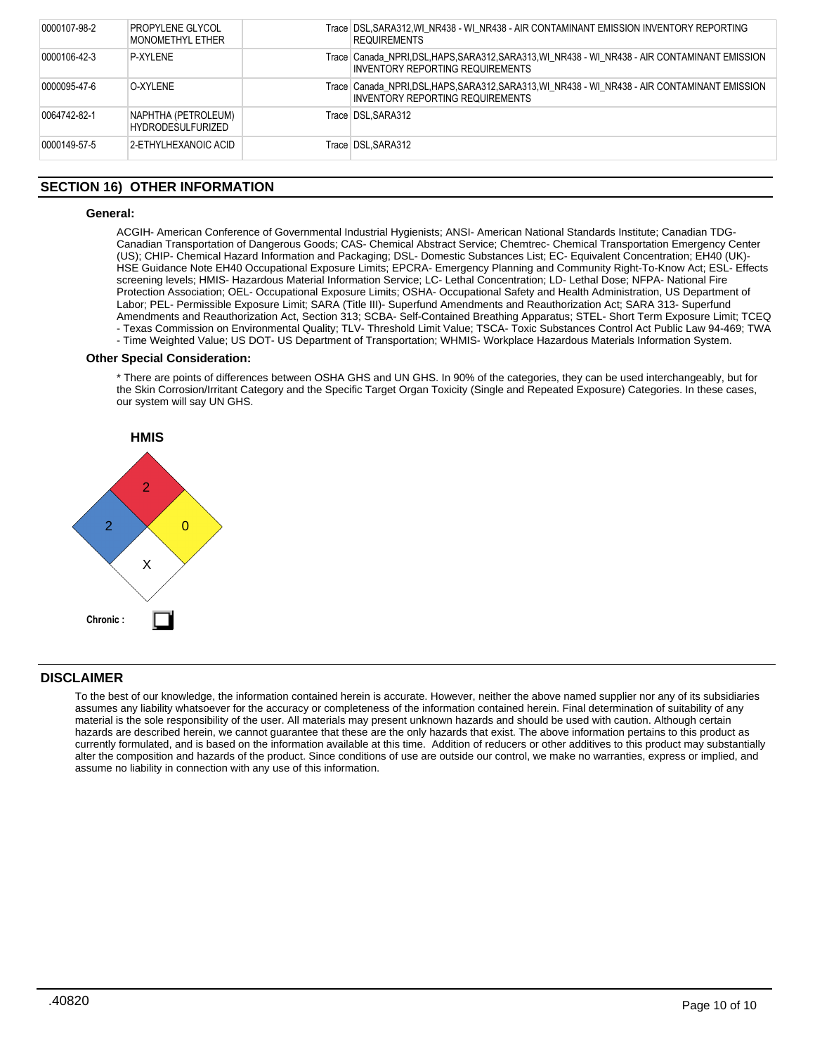| | | | |
|---|---|---|---|
| 0000107-98-2 | PROPYLENE GLYCOL MONOMETHYL ETHER | Trace | DSL,SARA312,WI_NR438 - WI_NR438 - AIR CONTAMINANT EMISSION INVENTORY REPORTING REQUIREMENTS |
| 0000106-42-3 | P-XYLENE | Trace | Canada_NPRI,DSL,HAPS,SARA312,SARA313,WI_NR438 - WI_NR438 - AIR CONTAMINANT EMISSION INVENTORY REPORTING REQUIREMENTS |
| 0000095-47-6 | O-XYLENE | Trace | Canada_NPRI,DSL,HAPS,SARA312,SARA313,WI_NR438 - WI_NR438 - AIR CONTAMINANT EMISSION INVENTORY REPORTING REQUIREMENTS |
| 0064742-82-1 | NAPHTHA (PETROLEUM) HYDRODESULFURIZED | Trace | DSL,SARA312 |
| 0000149-57-5 | 2-ETHYLHEXANOIC ACID | Trace | DSL,SARA312 |

## SECTION 16) OTHER INFORMATION

### General:

ACGIH- American Conference of Governmental Industrial Hygienists; ANSI- American National Standards Institute; Canadian TDG- Canadian Transportation of Dangerous Goods; CAS- Chemical Abstract Service; Chemtrec- Chemical Transportation Emergency Center (US); CHIP- Chemical Hazard Information and Packaging; DSL- Domestic Substances List; EC- Equivalent Concentration; EH40 (UK)- HSE Guidance Note EH40 Occupational Exposure Limits; EPCRA- Emergency Planning and Community Right-To-Know Act; ESL- Effects screening levels; HMIS- Hazardous Material Information Service; LC- Lethal Concentration; LD- Lethal Dose; NFPA- National Fire Protection Association; OEL- Occupational Exposure Limits; OSHA- Occupational Safety and Health Administration, US Department of Labor; PEL- Permissible Exposure Limit; SARA (Title III)- Superfund Amendments and Reauthorization Act; SARA 313- Superfund Amendments and Reauthorization Act, Section 313; SCBA- Self-Contained Breathing Apparatus; STEL- Short Term Exposure Limit; TCEQ - Texas Commission on Environmental Quality; TLV- Threshold Limit Value; TSCA- Toxic Substances Control Act Public Law 94-469; TWA - Time Weighted Value; US DOT- US Department of Transportation; WHMIS- Workplace Hazardous Materials Information System.

### Other Special Consideration:

* There are points of differences between OSHA GHS and UN GHS. In 90% of the categories, they can be used interchangeably, but for the Skin Corrosion/Irritant Category and the Specific Target Organ Toxicity (Single and Repeated Exposure) Categories. In these cases, our system will say UN GHS.

**HMIS**

2

2

0

X

**Chronic :** ☐

## DISCLAIMER

To the best of our knowledge, the information contained herein is accurate. However, neither the above named supplier nor any of its subsidiaries assumes any liability whatsoever for the accuracy or completeness of the information contained herein. Final determination of suitability of any material is the sole responsibility of the user. All materials may present unknown hazards and should be used with caution. Although certain hazards are described herein, we cannot guarantee that these are the only hazards that exist. The above information pertains to this product as currently formulated, and is based on the information available at this time. Addition of reducers or other additives to this product may substantially alter the composition and hazards of the product. Since conditions of use are outside our control, we make no warranties, express or implied, and assume no liability in connection with any use of this information.